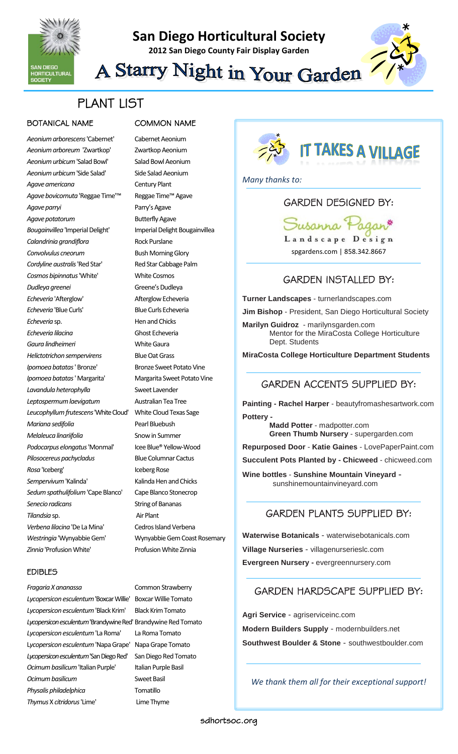# San Diego Horticultural Society

**2012 San Diego County Fair Display Garden**

# A Starry Night in Your Garden

## PLANT LIST

| BOTANICAL NAME | COMMON NAME |
| --- | --- |
| *Aeonium arborescens* 'Cabernet' | Cabernet Aeonium |
| *Aeonium arboreum* 'Zwartkop' | Zwartkop Aeonium |
| *Aeonium urbicum* 'Salad Bowl' | Salad Bowl Aeonium |
| *Aeonium urbicum* 'Side Salad' | Side Salad Aeonium |
| *Agave americana* | Century Plant |
| *Agave bovicornuta* 'Reggae Time™' | Reggae Time™ Agave |
| *Agave parryi* | Parry's Agave |
| *Agave potatorum* | Butterfly Agave |
| *Bougainvillea* 'Imperial Delight' | Imperial Delight Bougainvillea |
| *Calandrinia grandiflora* | Rock Purslane |
| *Convolvulus cneorum* | Bush Morning Glory |
| *Cordyline australis* 'Red Star' | Red Star Cabbage Palm |
| *Cosmos bipinnatus* 'White' | White Cosmos |
| *Dudleya greenei* | Greene's Dudleya |
| *Echeveria* 'Afterglow' | Afterglow Echeveria |
| *Echeveria* 'Blue Curls' | Blue Curls Echeveria |
| *Echeveria* sp. | Hen and Chicks |
| *Echeveria lilacina* | Ghost Echeveria |
| *Gaura lindheimeri* | White Gaura |
| *Helictotrichon sempervirens* | Blue Oat Grass |
| *Ipomoea batatas* ' Bronze' | Bronze Sweet Potato Vine |
| *Ipomoea batatas* ' Margarita' | Margarita Sweet Potato Vine |
| *Lavandula heterophylla* | Sweet Lavender |
| *Leptospermum laevigatum* | Australian Tea Tree |
| *Leucophyllum frutescens* 'White Cloud' | White Cloud Texas Sage |
| *Mariana sedifolia* | Pearl Bluebush |
| *Melaleuca linariifolia* | Snow in Summer |
| *Podocarpus elongatus* 'Monmal' | Icee Blue® Yellow-Wood |
| *Pilosocereus pachycladus* | Blue Columnar Cactus |
| *Rosa* 'Iceberg' | Iceberg Rose |
| *Sempervivum* 'Kalinda' | Kalinda Hen and Chicks |
| *Sedum spathulifolium* 'Cape Blanco' | Cape Blanco Stonecrop |
| *Senecio radicans* | String of Bananas |
| *Tilandsia* sp. | Air Plant |
| *Verbena lilacina* 'De La Mina' | Cedros Island Verbena |
| *Westringia* 'Wynyabbie Gem' | Wynyabbie Gem Coast Rosemary |
| *Zinnia* 'Profusion White' | Profusion White Zinnia |

### EDIBLES

| BOTANICAL NAME | COMMON NAME |
| --- | --- |
| *Fragaria X ananassa* | Common Strawberry |
| *Lycopersicon esculentum* 'Boxcar Willie' | Boxcar Willie Tomato |
| *Lycopersicon esculentum* 'Black Krim' | Black Krim Tomato |
| *Lycopersicon esculentum* 'Brandywine Red' | Brandywine Red Tomato |
| *Lycopersicon esculentum* 'La Roma' | La Roma Tomato |
| *Lycopersicon esculentum* 'Napa Grape' | Napa Grape Tomato |
| *Lycopersicon esculentum* 'San Diego Red' | San Diego Red Tomato |
| *Ocimum basilicum* 'Italian Purple' | Italian Purple Basil |
| *Ocimum basilicum* | Sweet Basil |
| *Physalis philadelphica* | Tomatillo |
| *Thymus* X *citridorus* 'Lime' | Lime Thyme |

## IT TAKES A VILLAGE

*Many thanks to:*

### GARDEN DESIGNED BY:

Susanna Pagan Landscape Design

spgardens.com | 858.342.8667

### GARDEN INSTALLED BY:

**Turner Landscapes** - turnerlandscapes.com

**Jim Bishop** - President, San Diego Horticultural Society

**Marilyn Guidroz** - marilynsgarden.com
Mentor for the MiraCosta College Horticulture Dept. Students

**MiraCosta College Horticulture Department Students**

### GARDEN ACCENTS SUPPLIED BY:

**Painting - Rachel Harper** - beautyfromashesartwork.com

**Pottery -**
**Madd Potter** - madpotter.com
**Green Thumb Nursery** - supergarden.com

**Repurposed Door** - **Katie Gaines** - LovePaperPaint.com

**Succulent Pots Planted by - Chicweed** - chicweed.com

**Wine bottles** - **Sunshine Mountain Vineyard** - sunshinemountainvineyard.com

### GARDEN PLANTS SUPPLIED BY:

**Waterwise Botanicals** - waterwisebotanicals.com

**Village Nurseries** - villagenurserieslc.com

**Evergreen Nursery -** evergreennursery.com

### GARDEN HARDSCAPE SUPPLIED BY:

**Agri Service** - agriserviceinc.com

**Modern Builders Supply** - modernbuilders.net

**Southwest Boulder & Stone** - southwestboulder.com

*We thank them all for their exceptional support!*

sdhortsoc.org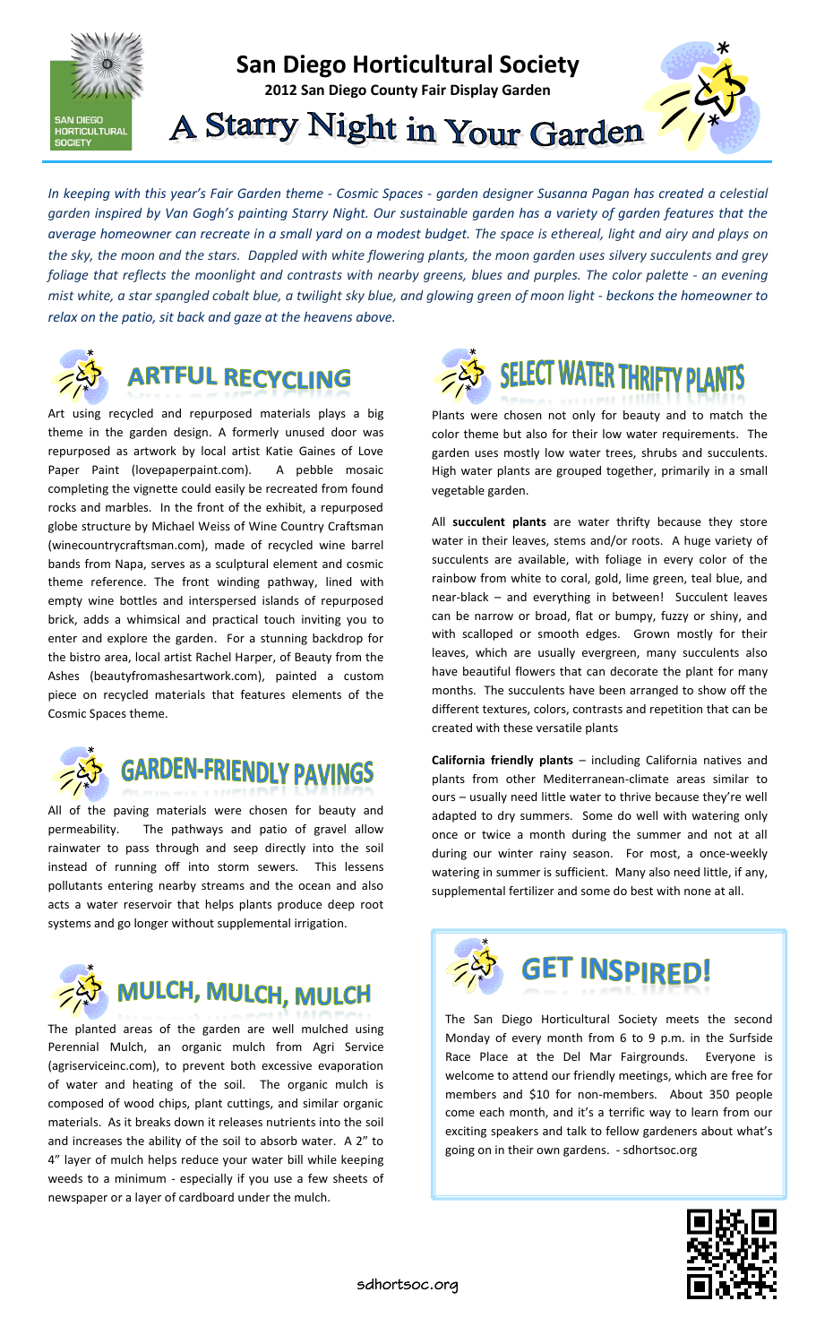# San Diego Horticultural Society

**2012 San Diego County Fair Display Garden**

# A Starry Night in Your Garden

*In keeping with this year's Fair Garden theme - Cosmic Spaces - garden designer Susanna Pagan has created a celestial garden inspired by Van Gogh's painting Starry Night. Our sustainable garden has a variety of garden features that the average homeowner can recreate in a small yard on a modest budget. The space is ethereal, light and airy and plays on the sky, the moon and the stars. Dappled with white flowering plants, the moon garden uses silvery succulents and grey foliage that reflects the moonlight and contrasts with nearby greens, blues and purples. The color palette - an evening mist white, a star spangled cobalt blue, a twilight sky blue, and glowing green of moon light - beckons the homeowner to relax on the patio, sit back and gaze at the heavens above.*

## ARTFUL RECYCLING

Art using recycled and repurposed materials plays a big theme in the garden design. A formerly unused door was repurposed as artwork by local artist Katie Gaines of Love Paper Paint (lovepaperpaint.com). A pebble mosaic completing the vignette could easily be recreated from found rocks and marbles. In the front of the exhibit, a repurposed globe structure by Michael Weiss of Wine Country Craftsman (winecountrycraftsman.com), made of recycled wine barrel bands from Napa, serves as a sculptural element and cosmic theme reference. The front winding pathway, lined with empty wine bottles and interspersed islands of repurposed brick, adds a whimsical and practical touch inviting you to enter and explore the garden. For a stunning backdrop for the bistro area, local artist Rachel Harper, of Beauty from the Ashes (beautyfromashesartwork.com), painted a custom piece on recycled materials that features elements of the Cosmic Spaces theme.

## GARDEN-FRIENDLY PAVINGS

All of the paving materials were chosen for beauty and permeability. The pathways and patio of gravel allow rainwater to pass through and seep directly into the soil instead of running off into storm sewers. This lessens pollutants entering nearby streams and the ocean and also acts a water reservoir that helps plants produce deep root systems and go longer without supplemental irrigation.

## MULCH, MULCH, MULCH

The planted areas of the garden are well mulched using Perennial Mulch, an organic mulch from Agri Service (agriserviceinc.com), to prevent both excessive evaporation of water and heating of the soil. The organic mulch is composed of wood chips, plant cuttings, and similar organic materials. As it breaks down it releases nutrients into the soil and increases the ability of the soil to absorb water. A 2" to 4" layer of mulch helps reduce your water bill while keeping weeds to a minimum - especially if you use a few sheets of newspaper or a layer of cardboard under the mulch.

## SELECT WATER THRIFTY PLANTS

Plants were chosen not only for beauty and to match the color theme but also for their low water requirements. The garden uses mostly low water trees, shrubs and succulents. High water plants are grouped together, primarily in a small vegetable garden.

All **succulent plants** are water thrifty because they store water in their leaves, stems and/or roots. A huge variety of succulents are available, with foliage in every color of the rainbow from white to coral, gold, lime green, teal blue, and near-black – and everything in between! Succulent leaves can be narrow or broad, flat or bumpy, fuzzy or shiny, and with scalloped or smooth edges. Grown mostly for their leaves, which are usually evergreen, many succulents also have beautiful flowers that can decorate the plant for many months. The succulents have been arranged to show off the different textures, colors, contrasts and repetition that can be created with these versatile plants

**California friendly plants** – including California natives and plants from other Mediterranean-climate areas similar to ours – usually need little water to thrive because they're well adapted to dry summers. Some do well with watering only once or twice a month during the summer and not at all during our winter rainy season. For most, a once-weekly watering in summer is sufficient. Many also need little, if any, supplemental fertilizer and some do best with none at all.

## GET INSPIRED!

The San Diego Horticultural Society meets the second Monday of every month from 6 to 9 p.m. in the Surfside Race Place at the Del Mar Fairgrounds. Everyone is welcome to attend our friendly meetings, which are free for members and $10 for non-members. About 350 people come each month, and it's a terrific way to learn from our exciting speakers and talk to fellow gardeners about what's going on in their own gardens. - sdhortsoc.org

sdhortsoc.org